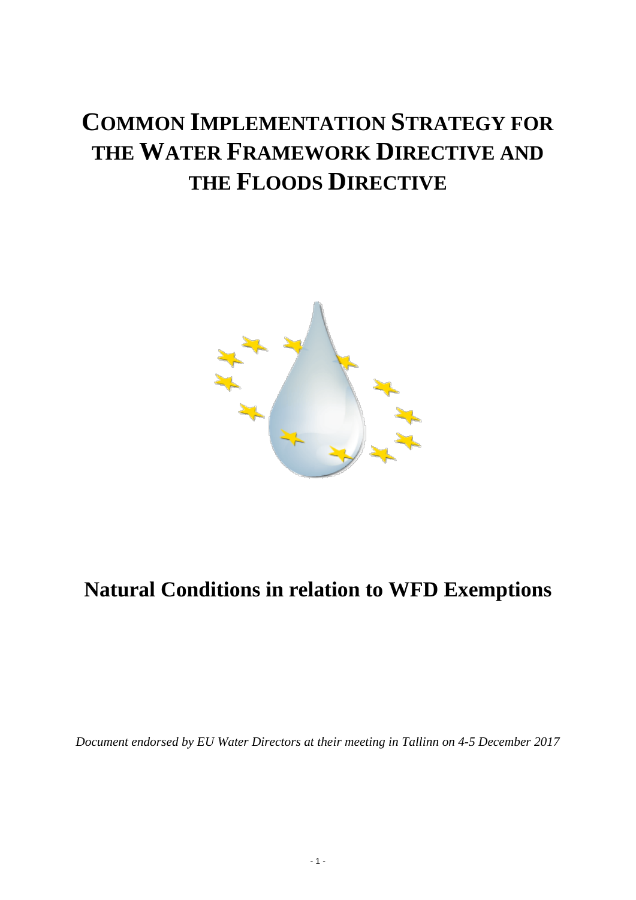# COMMON IMPLEMENTATION STRATEGY FOR THE WATER FRAMEWORK DIRECTIVE AND THE FLOODS DIRECTIVE

## Natural Conditions in relation to WFD Exemptions

*Document endorsed by EU Water Directors at their meeting in Tallinn on 4-5 December 2017*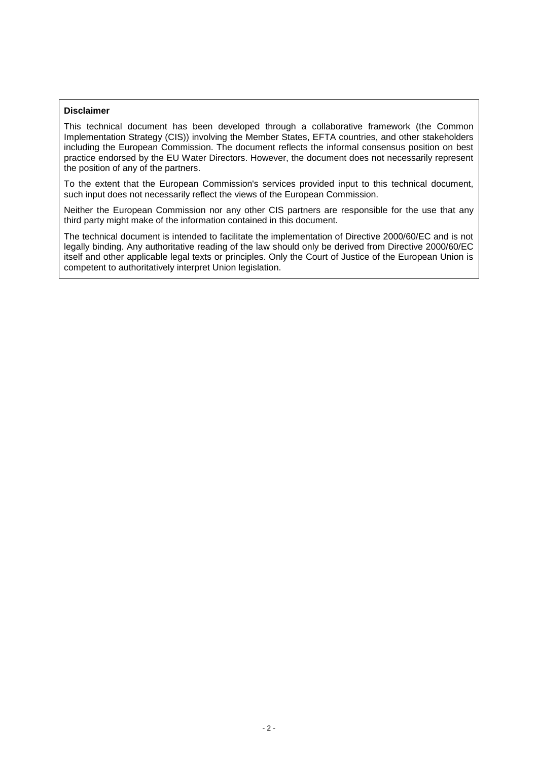**Disclaimer**

This technical document has been developed through a collaborative framework (the Common Implementation Strategy (CIS)) involving the Member States, EFTA countries, and other stakeholders including the European Commission. The document reflects the informal consensus position on best practice endorsed by the EU Water Directors. However, the document does not necessarily represent the position of any of the partners.

To the extent that the European Commission's services provided input to this technical document, such input does not necessarily reflect the views of the European Commission.

Neither the European Commission nor any other CIS partners are responsible for the use that any third party might make of the information contained in this document.

The technical document is intended to facilitate the implementation of Directive 2000/60/EC and is not legally binding. Any authoritative reading of the law should only be derived from Directive 2000/60/EC itself and other applicable legal texts or principles. Only the Court of Justice of the European Union is competent to authoritatively interpret Union legislation.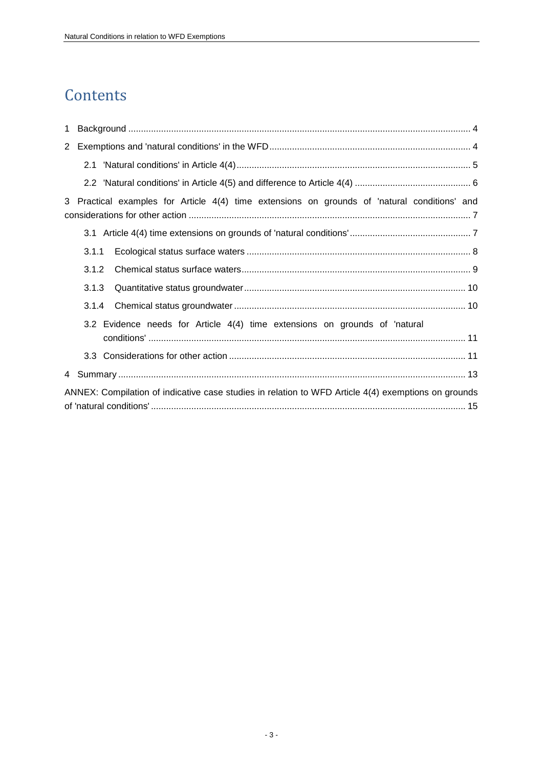# Contents

1 Background ............................................................................................................................. 4

2 Exemptions and 'natural conditions' in the WFD .............................................................................. 4

2.1 'Natural conditions' in Article 4(4) ................................................................................................ 5

2.2 'Natural conditions' in Article 4(5) and difference to Article 4(4) ............................................... 6

3 Practical examples for Article 4(4) time extensions on grounds of 'natural conditions' and considerations for other action ..................................................................................................... 7

3.1 Article 4(4) time extensions on grounds of 'natural conditions' ................................................ 7

3.1.1 Ecological status surface waters ........................................................................................... 8

3.1.2 Chemical status surface waters ............................................................................................ 9

3.1.3 Quantitative status groundwater .......................................................................................... 10

3.1.4 Chemical status groundwater .............................................................................................. 10

3.2 Evidence needs for Article 4(4) time extensions on grounds of 'natural conditions' ............................................................................................................................... 11

3.3 Considerations for other action ............................................................................................... 11

4 Summary ................................................................................................................................ 13

ANNEX: Compilation of indicative case studies in relation to WFD Article 4(4) exemptions on grounds of 'natural conditions' ............................................................................................................. 15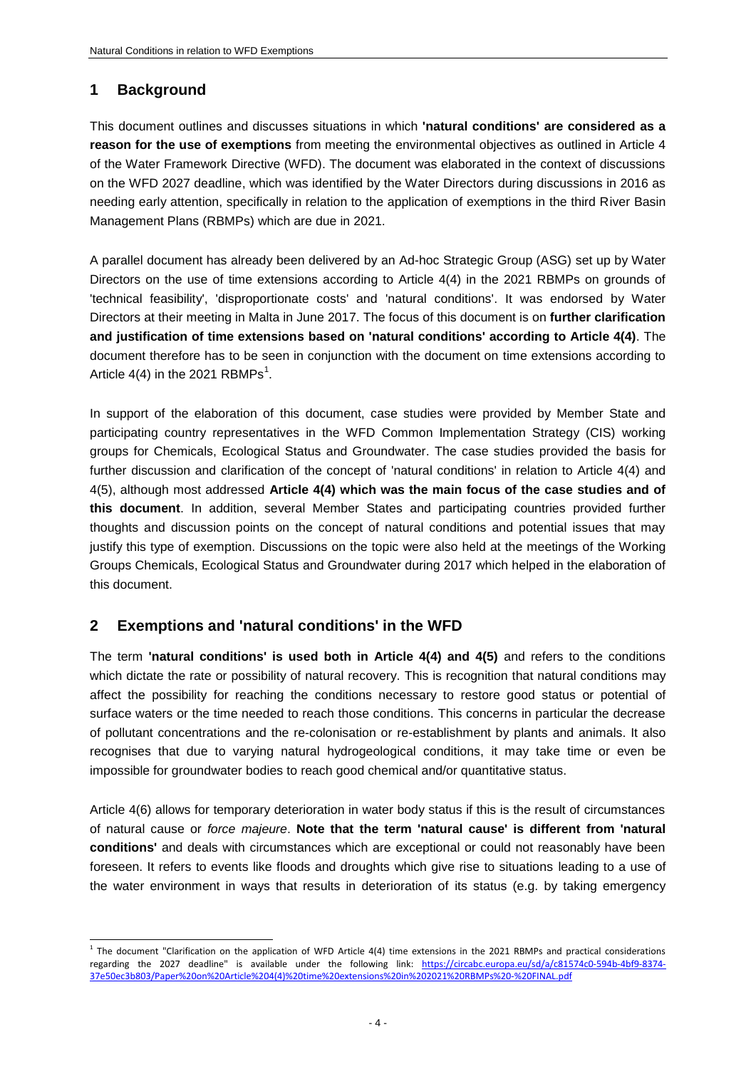## 1 Background

This document outlines and discusses situations in which **'natural conditions' are considered as a reason for the use of exemptions** from meeting the environmental objectives as outlined in Article 4 of the Water Framework Directive (WFD). The document was elaborated in the context of discussions on the WFD 2027 deadline, which was identified by the Water Directors during discussions in 2016 as needing early attention, specifically in relation to the application of exemptions in the third River Basin Management Plans (RBMPs) which are due in 2021.

A parallel document has already been delivered by an Ad-hoc Strategic Group (ASG) set up by Water Directors on the use of time extensions according to Article 4(4) in the 2021 RBMPs on grounds of 'technical feasibility', 'disproportionate costs' and 'natural conditions'. It was endorsed by Water Directors at their meeting in Malta in June 2017. The focus of this document is on **further clarification and justification of time extensions based on 'natural conditions' according to Article 4(4)**. The document therefore has to be seen in conjunction with the document on time extensions according to Article 4(4) in the 2021 RBMPs[1].

In support of the elaboration of this document, case studies were provided by Member State and participating country representatives in the WFD Common Implementation Strategy (CIS) working groups for Chemicals, Ecological Status and Groundwater. The case studies provided the basis for further discussion and clarification of the concept of 'natural conditions' in relation to Article 4(4) and 4(5), although most addressed **Article 4(4) which was the main focus of the case studies and of this document**. In addition, several Member States and participating countries provided further thoughts and discussion points on the concept of natural conditions and potential issues that may justify this type of exemption. Discussions on the topic were also held at the meetings of the Working Groups Chemicals, Ecological Status and Groundwater during 2017 which helped in the elaboration of this document.

## 2 Exemptions and 'natural conditions' in the WFD

The term **'natural conditions' is used both in Article 4(4) and 4(5)** and refers to the conditions which dictate the rate or possibility of natural recovery. This is recognition that natural conditions may affect the possibility for reaching the conditions necessary to restore good status or potential of surface waters or the time needed to reach those conditions. This concerns in particular the decrease of pollutant concentrations and the re-colonisation or re-establishment by plants and animals. It also recognises that due to varying natural hydrogeological conditions, it may take time or even be impossible for groundwater bodies to reach good chemical and/or quantitative status.

Article 4(6) allows for temporary deterioration in water body status if this is the result of circumstances of natural cause or *force majeure*. **Note that the term 'natural cause' is different from 'natural conditions'** and deals with circumstances which are exceptional or could not reasonably have been foreseen. It refers to events like floods and droughts which give rise to situations leading to a use of the water environment in ways that results in deterioration of its status (e.g. by taking emergency

---

[1] The document "Clarification on the application of WFD Article 4(4) time extensions in the 2021 RBMPs and practical considerations regarding the 2027 deadline" is available under the following link: https://circabc.europa.eu/sd/a/c81574c0-594b-4bf9-8374-37e50ec3b803/Paper%20on%20Article%204(4)%20time%20extensions%20in%202021%20RBMPs%20-%20FINAL.pdf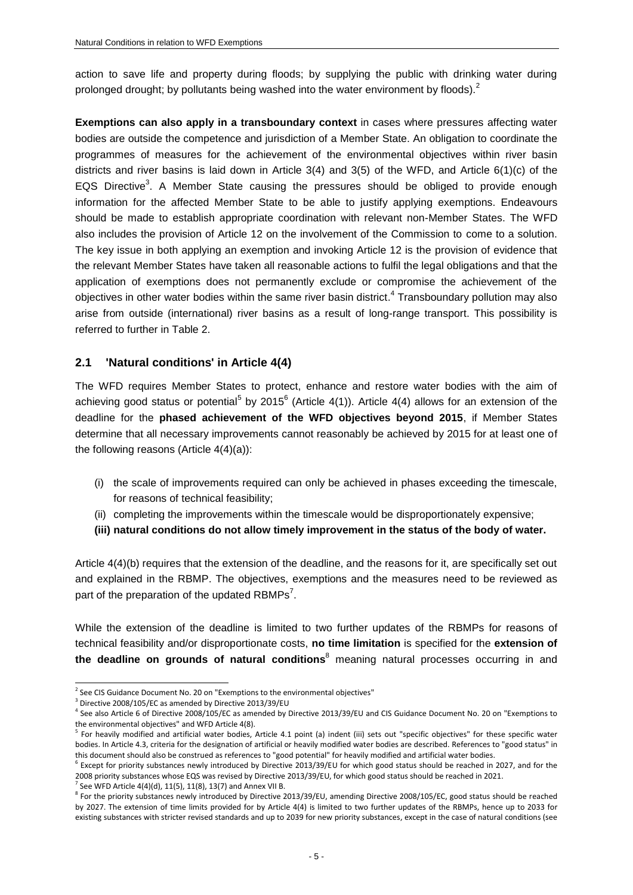action to save life and property during floods; by supplying the public with drinking water during prolonged drought; by pollutants being washed into the water environment by floods).[2]

**Exemptions can also apply in a transboundary context** in cases where pressures affecting water bodies are outside the competence and jurisdiction of a Member State. An obligation to coordinate the programmes of measures for the achievement of the environmental objectives within river basin districts and river basins is laid down in Article 3(4) and 3(5) of the WFD, and Article 6(1)(c) of the EQS Directive[3]. A Member State causing the pressures should be obliged to provide enough information for the affected Member State to be able to justify applying exemptions. Endeavours should be made to establish appropriate coordination with relevant non-Member States. The WFD also includes the provision of Article 12 on the involvement of the Commission to come to a solution. The key issue in both applying an exemption and invoking Article 12 is the provision of evidence that the relevant Member States have taken all reasonable actions to fulfil the legal obligations and that the application of exemptions does not permanently exclude or compromise the achievement of the objectives in other water bodies within the same river basin district.[4] Transboundary pollution may also arise from outside (international) river basins as a result of long-range transport. This possibility is referred to further in Table 2.

## 2.1 'Natural conditions' in Article 4(4)

The WFD requires Member States to protect, enhance and restore water bodies with the aim of achieving good status or potential[5] by 2015[6] (Article 4(1)). Article 4(4) allows for an extension of the deadline for the **phased achievement of the WFD objectives beyond 2015**, if Member States determine that all necessary improvements cannot reasonably be achieved by 2015 for at least one of the following reasons (Article 4(4)(a)):

(i) the scale of improvements required can only be achieved in phases exceeding the timescale, for reasons of technical feasibility;

(ii) completing the improvements within the timescale would be disproportionately expensive;

**(iii) natural conditions do not allow timely improvement in the status of the body of water.**

Article 4(4)(b) requires that the extension of the deadline, and the reasons for it, are specifically set out and explained in the RBMP. The objectives, exemptions and the measures need to be reviewed as part of the preparation of the updated RBMPs[7].

While the extension of the deadline is limited to two further updates of the RBMPs for reasons of technical feasibility and/or disproportionate costs, **no time limitation** is specified for the **extension of the deadline on grounds of natural conditions**[8] meaning natural processes occurring in and

[2] See CIS Guidance Document No. 20 on "Exemptions to the environmental objectives"

[3] Directive 2008/105/EC as amended by Directive 2013/39/EU

[4] See also Article 6 of Directive 2008/105/EC as amended by Directive 2013/39/EU and CIS Guidance Document No. 20 on "Exemptions to the environmental objectives" and WFD Article 4(8).

[5] For heavily modified and artificial water bodies, Article 4.1 point (a) indent (iii) sets out "specific objectives" for these specific water bodies. In Article 4.3, criteria for the designation of artificial or heavily modified water bodies are described. References to "good status" in this document should also be construed as references to "good potential" for heavily modified and artificial water bodies.

[6] Except for priority substances newly introduced by Directive 2013/39/EU for which good status should be reached in 2027, and for the 2008 priority substances whose EQS was revised by Directive 2013/39/EU, for which good status should be reached in 2021.

[7] See WFD Article 4(4)(d), 11(5), 11(8), 13(7) and Annex VII B.

[8] For the priority substances newly introduced by Directive 2013/39/EU, amending Directive 2008/105/EC, good status should be reached by 2027. The extension of time limits provided for by Article 4(4) is limited to two further updates of the RBMPs, hence up to 2033 for existing substances with stricter revised standards and up to 2039 for new priority substances, except in the case of natural conditions (see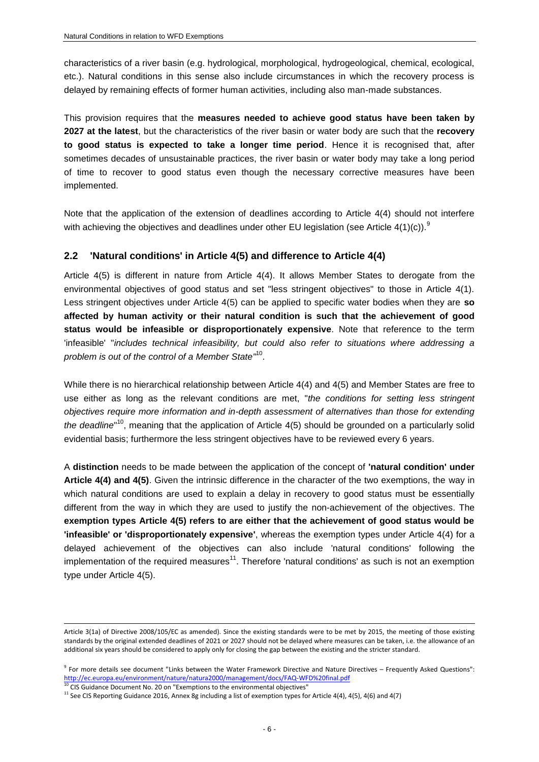characteristics of a river basin (e.g. hydrological, morphological, hydrogeological, chemical, ecological, etc.). Natural conditions in this sense also include circumstances in which the recovery process is delayed by remaining effects of former human activities, including also man-made substances.

This provision requires that the **measures needed to achieve good status have been taken by 2027 at the latest**, but the characteristics of the river basin or water body are such that the **recovery to good status is expected to take a longer time period**. Hence it is recognised that, after sometimes decades of unsustainable practices, the river basin or water body may take a long period of time to recover to good status even though the necessary corrective measures have been implemented.

Note that the application of the extension of deadlines according to Article 4(4) should not interfere with achieving the objectives and deadlines under other EU legislation (see Article 4(1)(c)).[9]

## 2.2 'Natural conditions' in Article 4(5) and difference to Article 4(4)

Article 4(5) is different in nature from Article 4(4). It allows Member States to derogate from the environmental objectives of good status and set "less stringent objectives" to those in Article 4(1). Less stringent objectives under Article 4(5) can be applied to specific water bodies when they are **so affected by human activity or their natural condition is such that the achievement of good status would be infeasible or disproportionately expensive**. Note that reference to the term 'infeasible' "*includes technical infeasibility, but could also refer to situations where addressing a problem is out of the control of a Member State*"[10].

While there is no hierarchical relationship between Article 4(4) and 4(5) and Member States are free to use either as long as the relevant conditions are met, "*the conditions for setting less stringent objectives require more information and in-depth assessment of alternatives than those for extending the deadline*"[10], meaning that the application of Article 4(5) should be grounded on a particularly solid evidential basis; furthermore the less stringent objectives have to be reviewed every 6 years.

A **distinction** needs to be made between the application of the concept of **'natural condition' under Article 4(4) and 4(5)**. Given the intrinsic difference in the character of the two exemptions, the way in which natural conditions are used to explain a delay in recovery to good status must be essentially different from the way in which they are used to justify the non-achievement of the objectives. The **exemption types Article 4(5) refers to are either that the achievement of good status would be 'infeasible' or 'disproportionately expensive'**, whereas the exemption types under Article 4(4) for a delayed achievement of the objectives can also include 'natural conditions' following the implementation of the required measures[11]. Therefore 'natural conditions' as such is not an exemption type under Article 4(5).

---

Article 3(1a) of Directive 2008/105/EC as amended). Since the existing standards were to be met by 2015, the meeting of those existing standards by the original extended deadlines of 2021 or 2027 should not be delayed where measures can be taken, i.e. the allowance of an additional six years should be considered to apply only for closing the gap between the existing and the stricter standard.

[9] For more details see document "Links between the Water Framework Directive and Nature Directives – Frequently Asked Questions": http://ec.europa.eu/environment/nature/natura2000/management/docs/FAQ-WFD%20final.pdf

[10] CIS Guidance Document No. 20 on "Exemptions to the environmental objectives"

[11] See CIS Reporting Guidance 2016, Annex 8g including a list of exemption types for Article 4(4), 4(5), 4(6) and 4(7)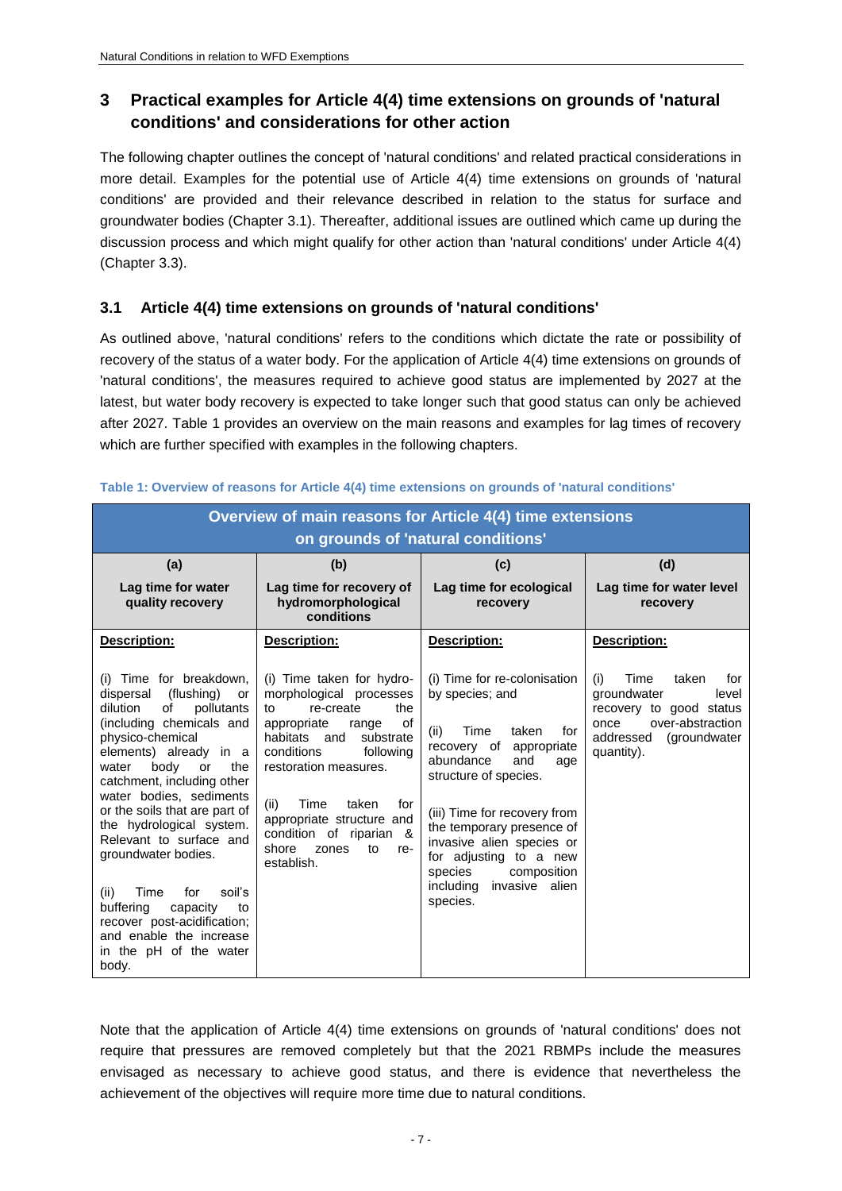## 3 Practical examples for Article 4(4) time extensions on grounds of 'natural conditions' and considerations for other action

The following chapter outlines the concept of 'natural conditions' and related practical considerations in more detail. Examples for the potential use of Article 4(4) time extensions on grounds of 'natural conditions' are provided and their relevance described in relation to the status for surface and groundwater bodies (Chapter 3.1). Thereafter, additional issues are outlined which came up during the discussion process and which might qualify for other action than 'natural conditions' under Article 4(4) (Chapter 3.3).

### 3.1 Article 4(4) time extensions on grounds of 'natural conditions'

As outlined above, 'natural conditions' refers to the conditions which dictate the rate or possibility of recovery of the status of a water body. For the application of Article 4(4) time extensions on grounds of 'natural conditions', the measures required to achieve good status are implemented by 2027 at the latest, but water body recovery is expected to take longer such that good status can only be achieved after 2027. Table 1 provides an overview on the main reasons and examples for lag times of recovery which are further specified with examples in the following chapters.

**Table 1: Overview of reasons for Article 4(4) time extensions on grounds of 'natural conditions'**

| Overview of main reasons for Article 4(4) time extensions on grounds of 'natural conditions' | | | |
|---|---|---|---|
| **(a)** **Lag time for water quality recovery** | **(b)** **Lag time for recovery of hydromorphological conditions** | **(c)** **Lag time for ecological recovery** | **(d)** **Lag time for water level recovery** |
| **Description:** (i) Time for breakdown, dispersal (flushing) or dilution of pollutants (including chemicals and physico-chemical elements) already in a water body or the catchment, including other water bodies, sediments or the soils that are part of the hydrological system. Relevant to surface and groundwater bodies. (ii) Time for soil's buffering capacity to recover post-acidification; and enable the increase in the pH of the water body. | **Description:** (i) Time taken for hydro-morphological processes to re-create the appropriate range of habitats and substrate conditions following restoration measures. (ii) Time taken for appropriate structure and condition of riparian & shore zones to re-establish. | **Description:** (i) Time for re-colonisation by species; and (ii) Time taken for recovery of appropriate abundance and age structure of species. (iii) Time for recovery from the temporary presence of invasive alien species or for adjusting to a new species composition including invasive alien species. | **Description:** (i) Time taken for groundwater level recovery to good status once over-abstraction addressed (groundwater quantity). |

Note that the application of Article 4(4) time extensions on grounds of 'natural conditions' does not require that pressures are removed completely but that the 2021 RBMPs include the measures envisaged as necessary to achieve good status, and there is evidence that nevertheless the achievement of the objectives will require more time due to natural conditions.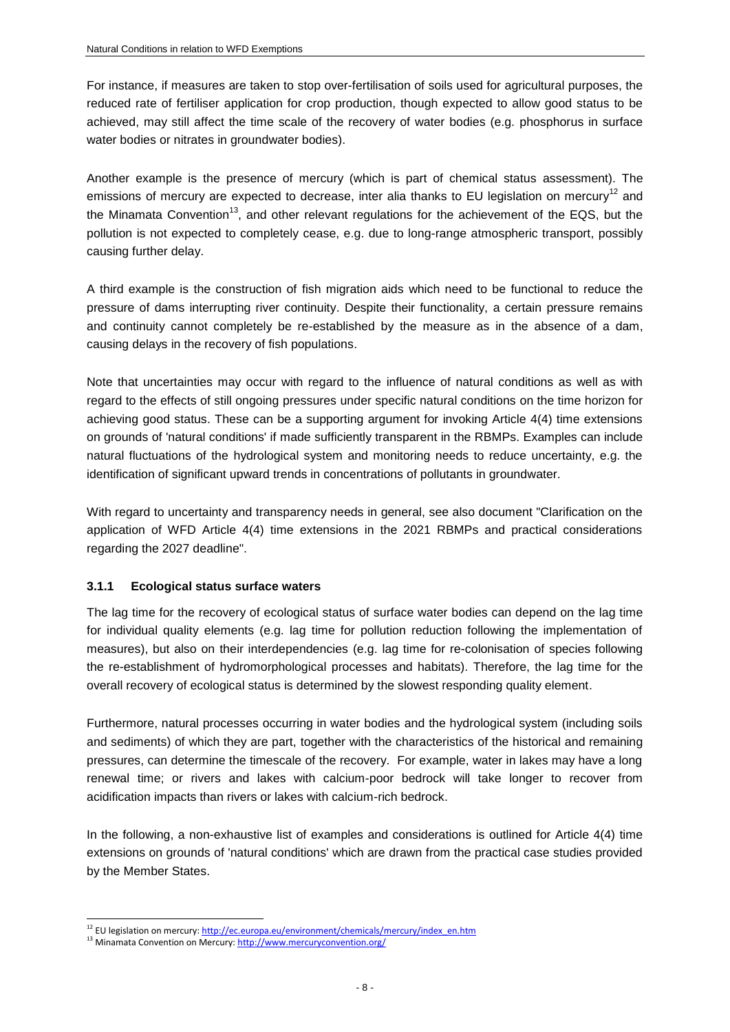For instance, if measures are taken to stop over-fertilisation of soils used for agricultural purposes, the reduced rate of fertiliser application for crop production, though expected to allow good status to be achieved, may still affect the time scale of the recovery of water bodies (e.g. phosphorus in surface water bodies or nitrates in groundwater bodies).

Another example is the presence of mercury (which is part of chemical status assessment). The emissions of mercury are expected to decrease, inter alia thanks to EU legislation on mercury[12] and the Minamata Convention[13], and other relevant regulations for the achievement of the EQS, but the pollution is not expected to completely cease, e.g. due to long-range atmospheric transport, possibly causing further delay.

A third example is the construction of fish migration aids which need to be functional to reduce the pressure of dams interrupting river continuity. Despite their functionality, a certain pressure remains and continuity cannot completely be re-established by the measure as in the absence of a dam, causing delays in the recovery of fish populations.

Note that uncertainties may occur with regard to the influence of natural conditions as well as with regard to the effects of still ongoing pressures under specific natural conditions on the time horizon for achieving good status. These can be a supporting argument for invoking Article 4(4) time extensions on grounds of 'natural conditions' if made sufficiently transparent in the RBMPs. Examples can include natural fluctuations of the hydrological system and monitoring needs to reduce uncertainty, e.g. the identification of significant upward trends in concentrations of pollutants in groundwater.

With regard to uncertainty and transparency needs in general, see also document "Clarification on the application of WFD Article 4(4) time extensions in the 2021 RBMPs and practical considerations regarding the 2027 deadline".

### 3.1.1 Ecological status surface waters

The lag time for the recovery of ecological status of surface water bodies can depend on the lag time for individual quality elements (e.g. lag time for pollution reduction following the implementation of measures), but also on their interdependencies (e.g. lag time for re-colonisation of species following the re-establishment of hydromorphological processes and habitats). Therefore, the lag time for the overall recovery of ecological status is determined by the slowest responding quality element.

Furthermore, natural processes occurring in water bodies and the hydrological system (including soils and sediments) of which they are part, together with the characteristics of the historical and remaining pressures, can determine the timescale of the recovery. For example, water in lakes may have a long renewal time; or rivers and lakes with calcium-poor bedrock will take longer to recover from acidification impacts than rivers or lakes with calcium-rich bedrock.

In the following, a non-exhaustive list of examples and considerations is outlined for Article 4(4) time extensions on grounds of 'natural conditions' which are drawn from the practical case studies provided by the Member States.

---

[12] EU legislation on mercury: http://ec.europa.eu/environment/chemicals/mercury/index_en.htm

[13] Minamata Convention on Mercury: http://www.mercuryconvention.org/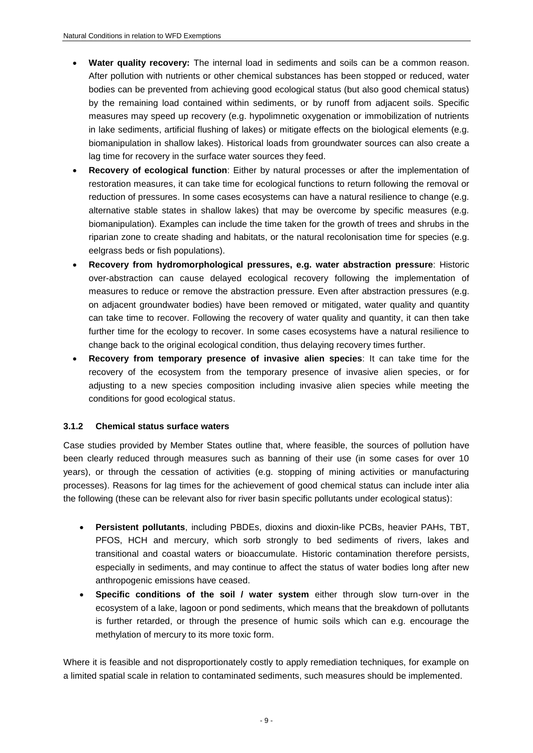- **Water quality recovery:** The internal load in sediments and soils can be a common reason. After pollution with nutrients or other chemical substances has been stopped or reduced, water bodies can be prevented from achieving good ecological status (but also good chemical status) by the remaining load contained within sediments, or by runoff from adjacent soils. Specific measures may speed up recovery (e.g. hypolimnetic oxygenation or immobilization of nutrients in lake sediments, artificial flushing of lakes) or mitigate effects on the biological elements (e.g. biomanipulation in shallow lakes). Historical loads from groundwater sources can also create a lag time for recovery in the surface water sources they feed.
- **Recovery of ecological function**: Either by natural processes or after the implementation of restoration measures, it can take time for ecological functions to return following the removal or reduction of pressures. In some cases ecosystems can have a natural resilience to change (e.g. alternative stable states in shallow lakes) that may be overcome by specific measures (e.g. biomanipulation). Examples can include the time taken for the growth of trees and shrubs in the riparian zone to create shading and habitats, or the natural recolonisation time for species (e.g. eelgrass beds or fish populations).
- **Recovery from hydromorphological pressures, e.g. water abstraction pressure**: Historic over-abstraction can cause delayed ecological recovery following the implementation of measures to reduce or remove the abstraction pressure. Even after abstraction pressures (e.g. on adjacent groundwater bodies) have been removed or mitigated, water quality and quantity can take time to recover. Following the recovery of water quality and quantity, it can then take further time for the ecology to recover. In some cases ecosystems have a natural resilience to change back to the original ecological condition, thus delaying recovery times further.
- **Recovery from temporary presence of invasive alien species**: It can take time for the recovery of the ecosystem from the temporary presence of invasive alien species, or for adjusting to a new species composition including invasive alien species while meeting the conditions for good ecological status.

### 3.1.2 Chemical status surface waters

Case studies provided by Member States outline that, where feasible, the sources of pollution have been clearly reduced through measures such as banning of their use (in some cases for over 10 years), or through the cessation of activities (e.g. stopping of mining activities or manufacturing processes). Reasons for lag times for the achievement of good chemical status can include inter alia the following (these can be relevant also for river basin specific pollutants under ecological status):

- **Persistent pollutants**, including PBDEs, dioxins and dioxin-like PCBs, heavier PAHs, TBT, PFOS, HCH and mercury, which sorb strongly to bed sediments of rivers, lakes and transitional and coastal waters or bioaccumulate. Historic contamination therefore persists, especially in sediments, and may continue to affect the status of water bodies long after new anthropogenic emissions have ceased.
- **Specific conditions of the soil / water system** either through slow turn-over in the ecosystem of a lake, lagoon or pond sediments, which means that the breakdown of pollutants is further retarded, or through the presence of humic soils which can e.g. encourage the methylation of mercury to its more toxic form.

Where it is feasible and not disproportionately costly to apply remediation techniques, for example on a limited spatial scale in relation to contaminated sediments, such measures should be implemented.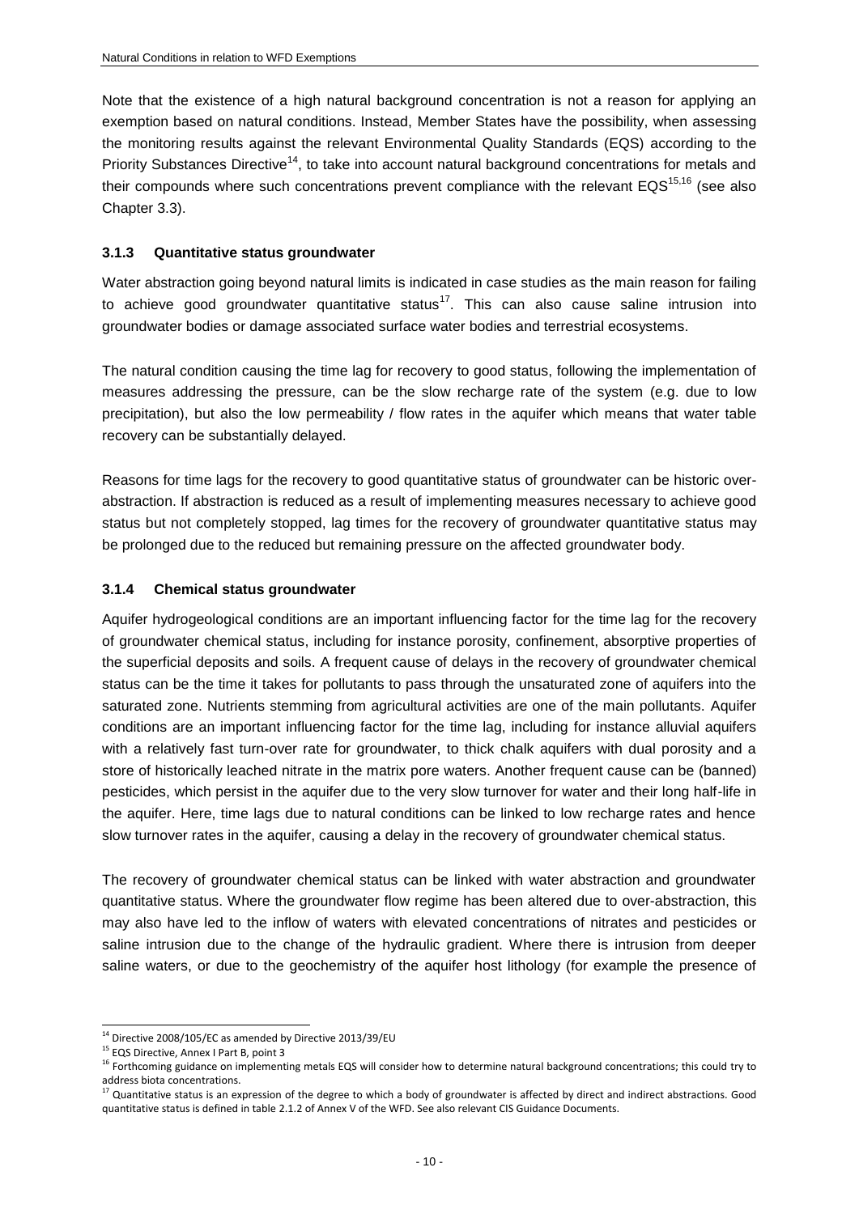Note that the existence of a high natural background concentration is not a reason for applying an exemption based on natural conditions. Instead, Member States have the possibility, when assessing the monitoring results against the relevant Environmental Quality Standards (EQS) according to the Priority Substances Directive[14], to take into account natural background concentrations for metals and their compounds where such concentrations prevent compliance with the relevant EQS[15,16] (see also Chapter 3.3).

### 3.1.3 Quantitative status groundwater

Water abstraction going beyond natural limits is indicated in case studies as the main reason for failing to achieve good groundwater quantitative status[17]. This can also cause saline intrusion into groundwater bodies or damage associated surface water bodies and terrestrial ecosystems.

The natural condition causing the time lag for recovery to good status, following the implementation of measures addressing the pressure, can be the slow recharge rate of the system (e.g. due to low precipitation), but also the low permeability / flow rates in the aquifer which means that water table recovery can be substantially delayed.

Reasons for time lags for the recovery to good quantitative status of groundwater can be historic over-abstraction. If abstraction is reduced as a result of implementing measures necessary to achieve good status but not completely stopped, lag times for the recovery of groundwater quantitative status may be prolonged due to the reduced but remaining pressure on the affected groundwater body.

### 3.1.4 Chemical status groundwater

Aquifer hydrogeological conditions are an important influencing factor for the time lag for the recovery of groundwater chemical status, including for instance porosity, confinement, absorptive properties of the superficial deposits and soils. A frequent cause of delays in the recovery of groundwater chemical status can be the time it takes for pollutants to pass through the unsaturated zone of aquifers into the saturated zone. Nutrients stemming from agricultural activities are one of the main pollutants. Aquifer conditions are an important influencing factor for the time lag, including for instance alluvial aquifers with a relatively fast turn-over rate for groundwater, to thick chalk aquifers with dual porosity and a store of historically leached nitrate in the matrix pore waters. Another frequent cause can be (banned) pesticides, which persist in the aquifer due to the very slow turnover for water and their long half-life in the aquifer. Here, time lags due to natural conditions can be linked to low recharge rates and hence slow turnover rates in the aquifer, causing a delay in the recovery of groundwater chemical status.

The recovery of groundwater chemical status can be linked with water abstraction and groundwater quantitative status. Where the groundwater flow regime has been altered due to over-abstraction, this may also have led to the inflow of waters with elevated concentrations of nitrates and pesticides or saline intrusion due to the change of the hydraulic gradient. Where there is intrusion from deeper saline waters, or due to the geochemistry of the aquifer host lithology (for example the presence of

---

[14] Directive 2008/105/EC as amended by Directive 2013/39/EU

[15] EQS Directive, Annex I Part B, point 3

[16] Forthcoming guidance on implementing metals EQS will consider how to determine natural background concentrations; this could try to address biota concentrations.

[17] Quantitative status is an expression of the degree to which a body of groundwater is affected by direct and indirect abstractions. Good quantitative status is defined in table 2.1.2 of Annex V of the WFD. See also relevant CIS Guidance Documents.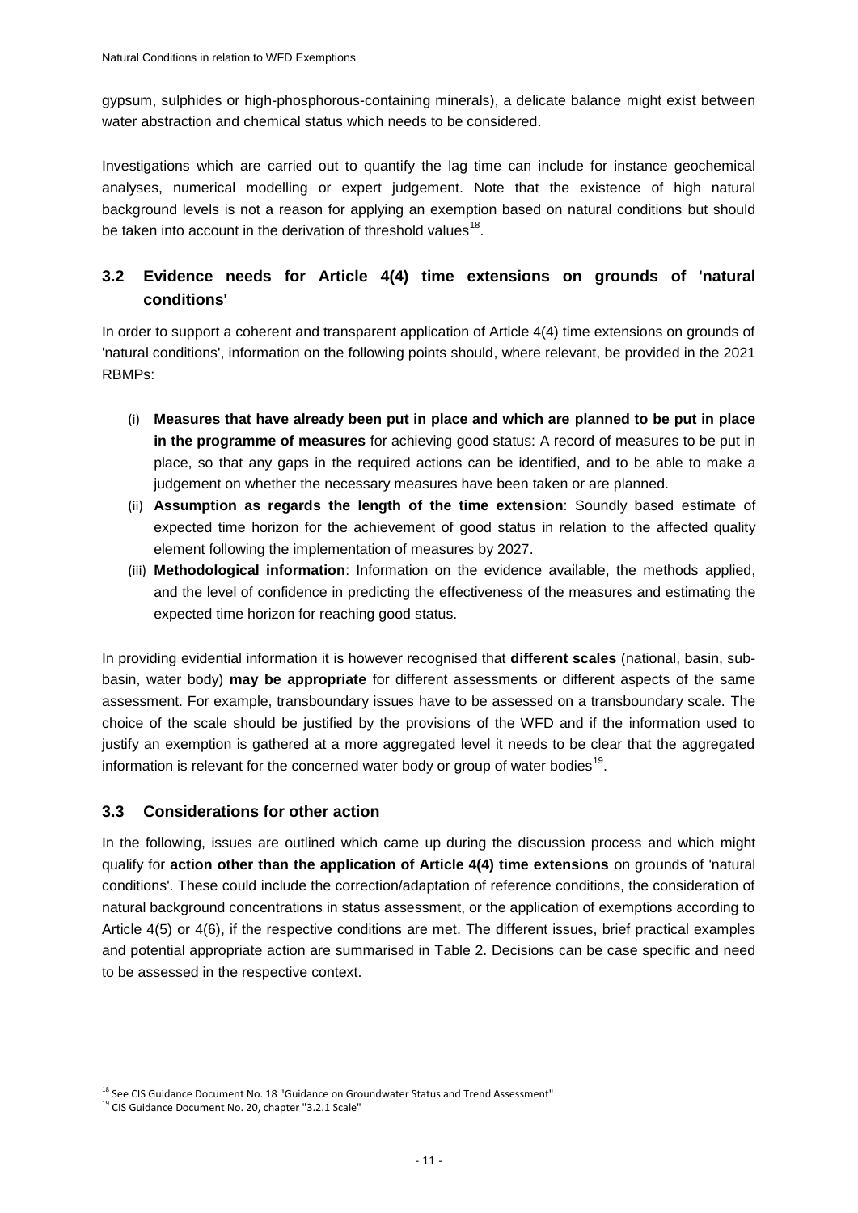gypsum, sulphides or high-phosphorous-containing minerals), a delicate balance might exist between water abstraction and chemical status which needs to be considered.

Investigations which are carried out to quantify the lag time can include for instance geochemical analyses, numerical modelling or expert judgement. Note that the existence of high natural background levels is not a reason for applying an exemption based on natural conditions but should be taken into account in the derivation of threshold values[18].

## 3.2 Evidence needs for Article 4(4) time extensions on grounds of 'natural conditions'

In order to support a coherent and transparent application of Article 4(4) time extensions on grounds of 'natural conditions', information on the following points should, where relevant, be provided in the 2021 RBMPs:

(i) **Measures that have already been put in place and which are planned to be put in place in the programme of measures** for achieving good status: A record of measures to be put in place, so that any gaps in the required actions can be identified, and to be able to make a judgement on whether the necessary measures have been taken or are planned.

(ii) **Assumption as regards the length of the time extension**: Soundly based estimate of expected time horizon for the achievement of good status in relation to the affected quality element following the implementation of measures by 2027.

(iii) **Methodological information**: Information on the evidence available, the methods applied, and the level of confidence in predicting the effectiveness of the measures and estimating the expected time horizon for reaching good status.

In providing evidential information it is however recognised that **different scales** (national, basin, sub-basin, water body) **may be appropriate** for different assessments or different aspects of the same assessment. For example, transboundary issues have to be assessed on a transboundary scale. The choice of the scale should be justified by the provisions of the WFD and if the information used to justify an exemption is gathered at a more aggregated level it needs to be clear that the aggregated information is relevant for the concerned water body or group of water bodies[19].

## 3.3 Considerations for other action

In the following, issues are outlined which came up during the discussion process and which might qualify for **action other than the application of Article 4(4) time extensions** on grounds of 'natural conditions'. These could include the correction/adaptation of reference conditions, the consideration of natural background concentrations in status assessment, or the application of exemptions according to Article 4(5) or 4(6), if the respective conditions are met. The different issues, brief practical examples and potential appropriate action are summarised in Table 2. Decisions can be case specific and need to be assessed in the respective context.

---

[18] See CIS Guidance Document No. 18 "Guidance on Groundwater Status and Trend Assessment"

[19] CIS Guidance Document No. 20, chapter "3.2.1 Scale"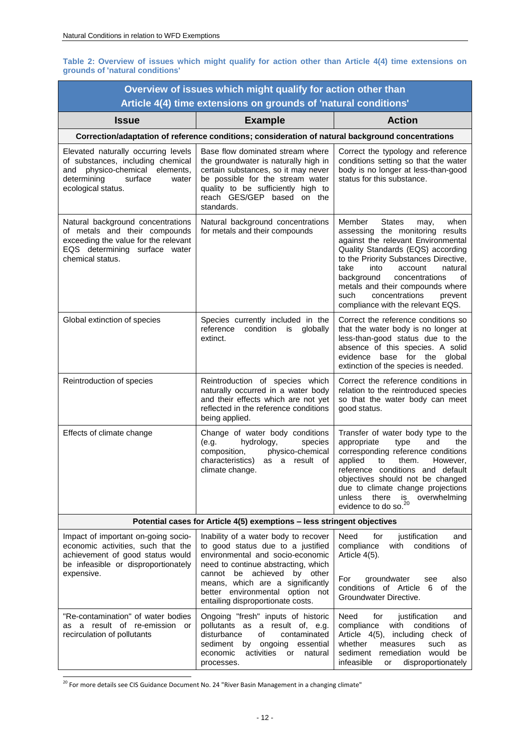**Table 2: Overview of issues which might qualify for action other than Article 4(4) time extensions on grounds of 'natural conditions'**

| Overview of issues which might qualify for action other than Article 4(4) time extensions on grounds of 'natural conditions' | | |
|---|---|---|
| **Issue** | **Example** | **Action** |
| **Correction/adaptation of reference conditions; consideration of natural background concentrations** | | |
| Elevated naturally occurring levels of substances, including chemical and physico-chemical elements, determining surface water ecological status. | Base flow dominated stream where the groundwater is naturally high in certain substances, so it may never be possible for the stream water quality to be sufficiently high to reach GES/GEP based on the standards. | Correct the typology and reference conditions setting so that the water body is no longer at less-than-good status for this substance. |
| Natural background concentrations of metals and their compounds exceeding the value for the relevant EQS determining surface water chemical status. | Natural background concentrations for metals and their compounds | Member States may, when assessing the monitoring results against the relevant Environmental Quality Standards (EQS) according to the Priority Substances Directive, take into account natural background concentrations of metals and their compounds where such concentrations prevent compliance with the relevant EQS. |
| Global extinction of species | Species currently included in the reference condition is globally extinct. | Correct the reference conditions so that the water body is no longer at less-than-good status due to the absence of this species. A solid evidence base for the global extinction of the species is needed. |
| Reintroduction of species | Reintroduction of species which naturally occurred in a water body and their effects which are not yet reflected in the reference conditions being applied. | Correct the reference conditions in relation to the reintroduced species so that the water body can meet good status. |
| Effects of climate change | Change of water body conditions (e.g. hydrology, species composition, physico-chemical characteristics) as a result of climate change. | Transfer of water body type to the appropriate type and the corresponding reference conditions applied to them. However, reference conditions and default objectives should not be changed due to climate change projections unless there is overwhelming evidence to do so.[20] |
| **Potential cases for Article 4(5) exemptions – less stringent objectives** | | |
| Impact of important on-going socio-economic activities, such that the achievement of good status would be infeasible or disproportionately expensive. | Inability of a water body to recover to good status due to a justified environmental and socio-economic need to continue abstracting, which cannot be achieved by other means, which are a significantly better environmental option not entailing disproportionate costs. | Need for justification and compliance with conditions of Article 4(5).<br><br>For groundwater see also conditions of Article 6 of the Groundwater Directive. |
| "Re-contamination" of water bodies as a result of re-emission or recirculation of pollutants | Ongoing "fresh" inputs of historic pollutants as a result of, e.g. disturbance of contaminated sediment by ongoing essential economic activities or natural processes. | Need for justification and compliance with conditions of Article 4(5), including check of whether measures such as sediment remediation would be infeasible or disproportionately |

[20] For more details see CIS Guidance Document No. 24 "River Basin Management in a changing climate"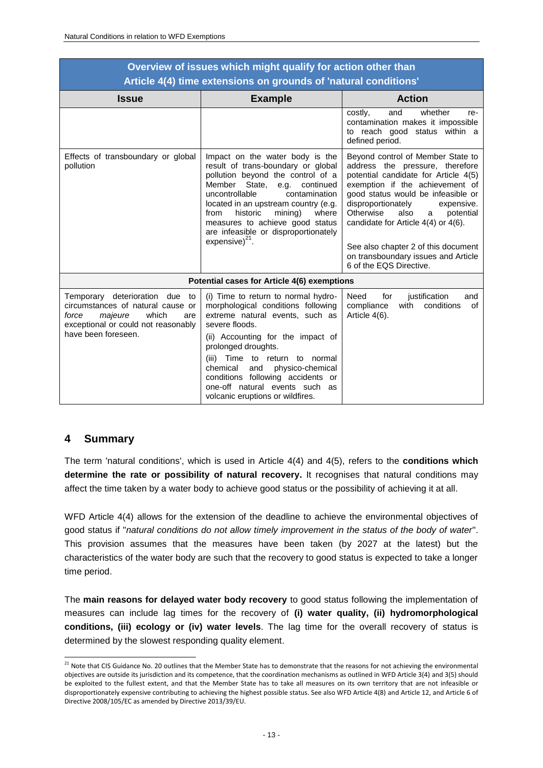| Overview of issues which might qualify for action other than Article 4(4) time extensions on grounds of 'natural conditions' | | |
|---|---|---|
| **Issue** | **Example** | **Action** |
| | | costly, and whether re-contamination makes it impossible to reach good status within a defined period. |
| Effects of transboundary or global pollution | Impact on the water body is the result of trans-boundary or global pollution beyond the control of a Member State, e.g. continued uncontrollable contamination located in an upstream country (e.g. from historic mining) where measures to achieve good status are infeasible or disproportionately expensive)[21]. | Beyond control of Member State to address the pressure, therefore potential candidate for Article 4(5) exemption if the achievement of good status would be infeasible or disproportionately expensive. Otherwise also a potential candidate for Article 4(4) or 4(6).<br><br>See also chapter 2 of this document on transboundary issues and Article 6 of the EQS Directive. |
| **Potential cases for Article 4(6) exemptions** | | |
| Temporary deterioration due to circumstances of natural cause or *force majeure* which are exceptional or could not reasonably have been foreseen. | (i) Time to return to normal hydro-morphological conditions following extreme natural events, such as severe floods.<br><br>(ii) Accounting for the impact of prolonged droughts.<br><br>(iii) Time to return to normal chemical and physico-chemical conditions following accidents or one-off natural events such as volcanic eruptions or wildfires. | Need for justification and compliance with conditions of Article 4(6). |

## 4 Summary

The term 'natural conditions', which is used in Article 4(4) and 4(5), refers to the **conditions which determine the rate or possibility of natural recovery.** It recognises that natural conditions may affect the time taken by a water body to achieve good status or the possibility of achieving it at all.

WFD Article 4(4) allows for the extension of the deadline to achieve the environmental objectives of good status if "*natural conditions do not allow timely improvement in the status of the body of water*". This provision assumes that the measures have been taken (by 2027 at the latest) but the characteristics of the water body are such that the recovery to good status is expected to take a longer time period.

The **main reasons for delayed water body recovery** to good status following the implementation of measures can include lag times for the recovery of **(i) water quality, (ii) hydromorphological conditions, (iii) ecology or (iv) water levels**. The lag time for the overall recovery of status is determined by the slowest responding quality element.

[21] Note that CIS Guidance No. 20 outlines that the Member State has to demonstrate that the reasons for not achieving the environmental objectives are outside its jurisdiction and its competence, that the coordination mechanisms as outlined in WFD Article 3(4) and 3(5) should be exploited to the fullest extent, and that the Member State has to take all measures on its own territory that are not infeasible or disproportionately expensive contributing to achieving the highest possible status. See also WFD Article 4(8) and Article 12, and Article 6 of Directive 2008/105/EC as amended by Directive 2013/39/EU.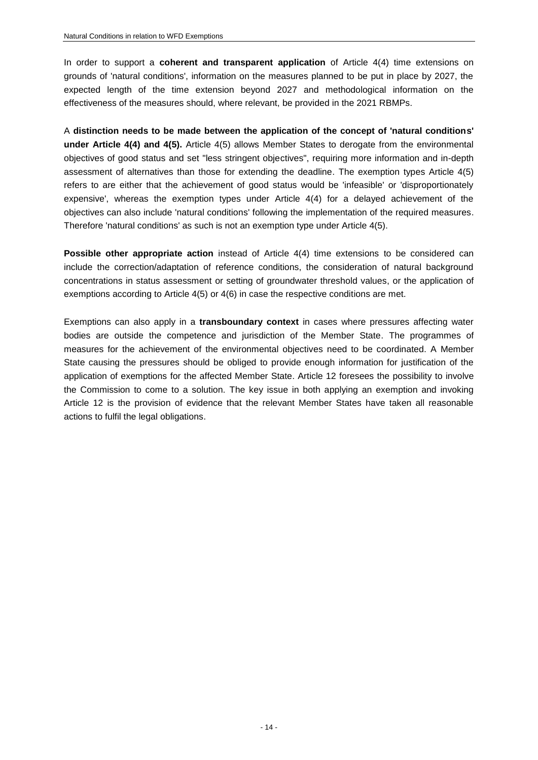In order to support a **coherent and transparent application** of Article 4(4) time extensions on grounds of 'natural conditions', information on the measures planned to be put in place by 2027, the expected length of the time extension beyond 2027 and methodological information on the effectiveness of the measures should, where relevant, be provided in the 2021 RBMPs.

A **distinction needs to be made between the application of the concept of 'natural conditions' under Article 4(4) and 4(5).** Article 4(5) allows Member States to derogate from the environmental objectives of good status and set "less stringent objectives", requiring more information and in-depth assessment of alternatives than those for extending the deadline. The exemption types Article 4(5) refers to are either that the achievement of good status would be 'infeasible' or 'disproportionately expensive', whereas the exemption types under Article 4(4) for a delayed achievement of the objectives can also include 'natural conditions' following the implementation of the required measures. Therefore 'natural conditions' as such is not an exemption type under Article 4(5).

**Possible other appropriate action** instead of Article 4(4) time extensions to be considered can include the correction/adaptation of reference conditions, the consideration of natural background concentrations in status assessment or setting of groundwater threshold values, or the application of exemptions according to Article 4(5) or 4(6) in case the respective conditions are met.

Exemptions can also apply in a **transboundary context** in cases where pressures affecting water bodies are outside the competence and jurisdiction of the Member State. The programmes of measures for the achievement of the environmental objectives need to be coordinated. A Member State causing the pressures should be obliged to provide enough information for justification of the application of exemptions for the affected Member State. Article 12 foresees the possibility to involve the Commission to come to a solution. The key issue in both applying an exemption and invoking Article 12 is the provision of evidence that the relevant Member States have taken all reasonable actions to fulfil the legal obligations.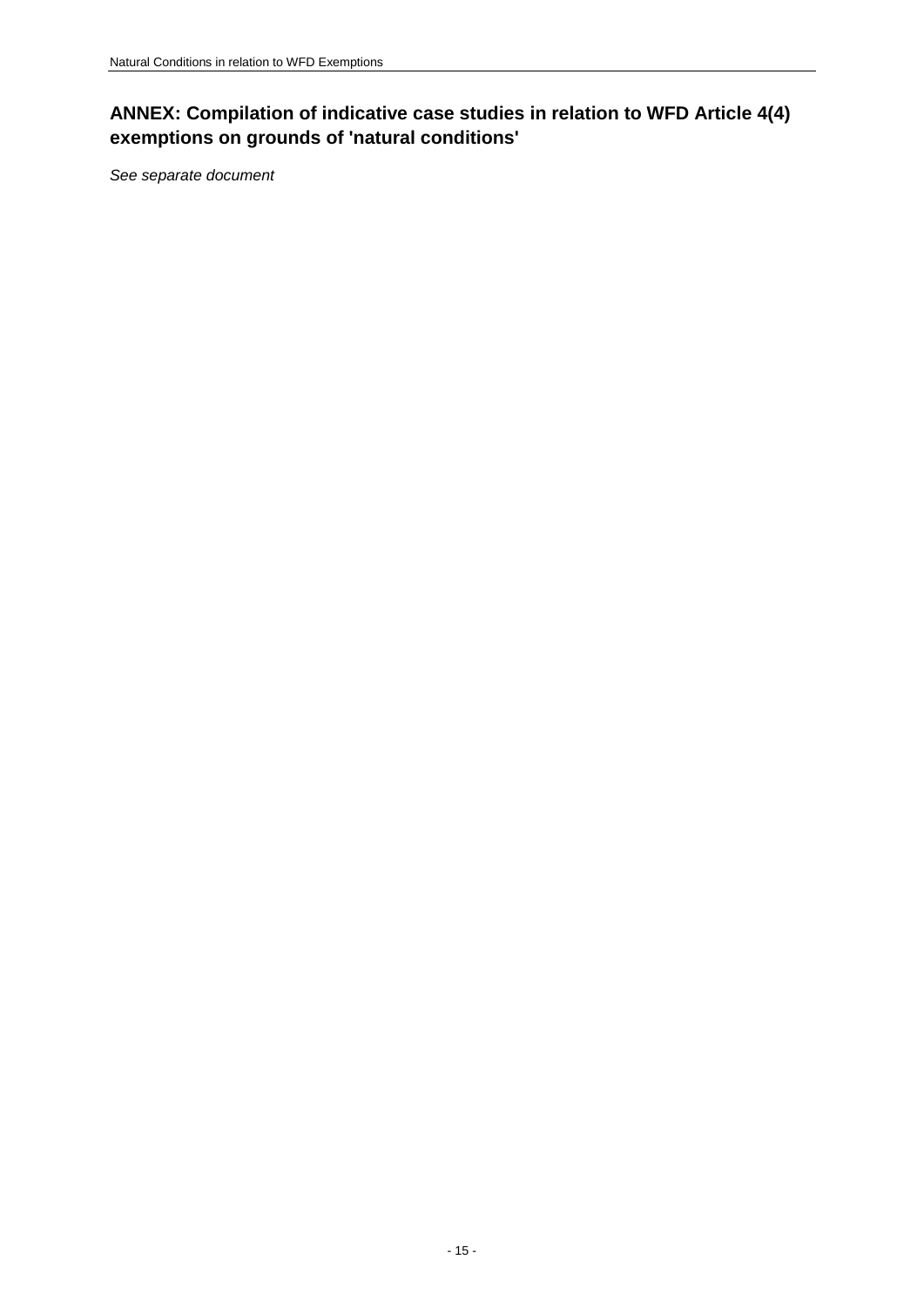## ANNEX: Compilation of indicative case studies in relation to WFD Article 4(4) exemptions on grounds of 'natural conditions'

*See separate document*